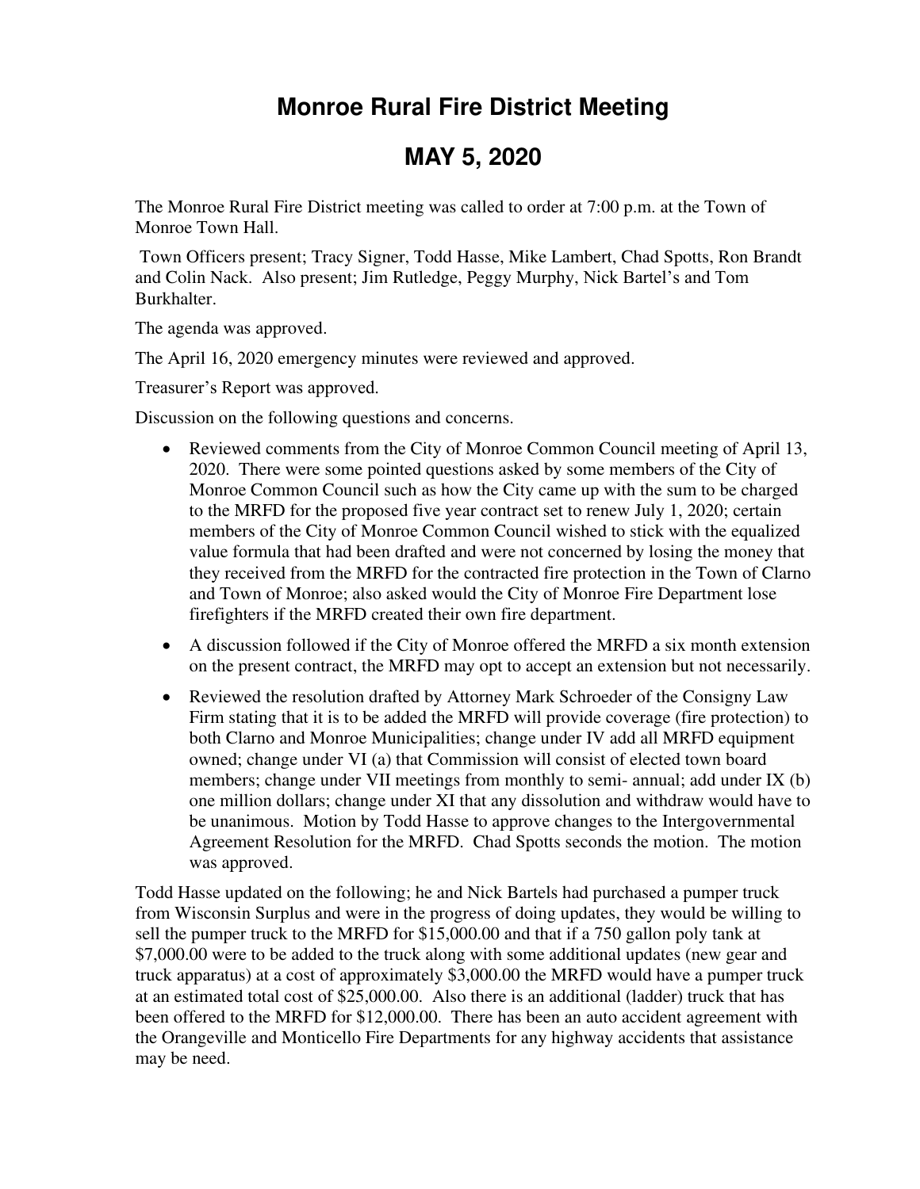# Monroe Rural Fire District Meeting

# MAY 5, 2020

The Monroe Rural Fire District meeting was called to order at 7:00 p.m. at the Town of Monroe Town Hall.

Town Officers present; Tracy Signer, Todd Hasse, Mike Lambert, Chad Spotts, Ron Brandt and Colin Nack. Also present; Jim Rutledge, Peggy Murphy, Nick Bartel's and Tom Burkhalter.

The agenda was approved.

The April 16, 2020 emergency minutes were reviewed and approved.

Treasurer's Report was approved.

Discussion on the following questions and concerns.

- Reviewed comments from the City of Monroe Common Council meeting of April 13, 2020. There were some pointed questions asked by some members of the City of Monroe Common Council such as how the City came up with the sum to be charged to the MRFD for the proposed five year contract set to renew July 1, 2020; certain members of the City of Monroe Common Council wished to stick with the equalized value formula that had been drafted and were not concerned by losing the money that they received from the MRFD for the contracted fire protection in the Town of Clarno and Town of Monroe; also asked would the City of Monroe Fire Department lose firefighters if the MRFD created their own fire department.
- A discussion followed if the City of Monroe offered the MRFD a six month extension on the present contract, the MRFD may opt to accept an extension but not necessarily.
- Reviewed the resolution drafted by Attorney Mark Schroeder of the Consigny Law Firm stating that it is to be added the MRFD will provide coverage (fire protection) to both Clarno and Monroe Municipalities; change under IV add all MRFD equipment owned; change under VI (a) that Commission will consist of elected town board members; change under VII meetings from monthly to semi- annual; add under IX (b) one million dollars; change under XI that any dissolution and withdraw would have to be unanimous. Motion by Todd Hasse to approve changes to the Intergovernmental Agreement Resolution for the MRFD. Chad Spotts seconds the motion. The motion was approved.

Todd Hasse updated on the following; he and Nick Bartels had purchased a pumper truck from Wisconsin Surplus and were in the progress of doing updates, they would be willing to sell the pumper truck to the MRFD for $15,000.00 and that if a 750 gallon poly tank at $7,000.00 were to be added to the truck along with some additional updates (new gear and truck apparatus) at a cost of approximately $3,000.00 the MRFD would have a pumper truck at an estimated total cost of $25,000.00. Also there is an additional (ladder) truck that has been offered to the MRFD for $12,000.00. There has been an auto accident agreement with the Orangeville and Monticello Fire Departments for any highway accidents that assistance may be need.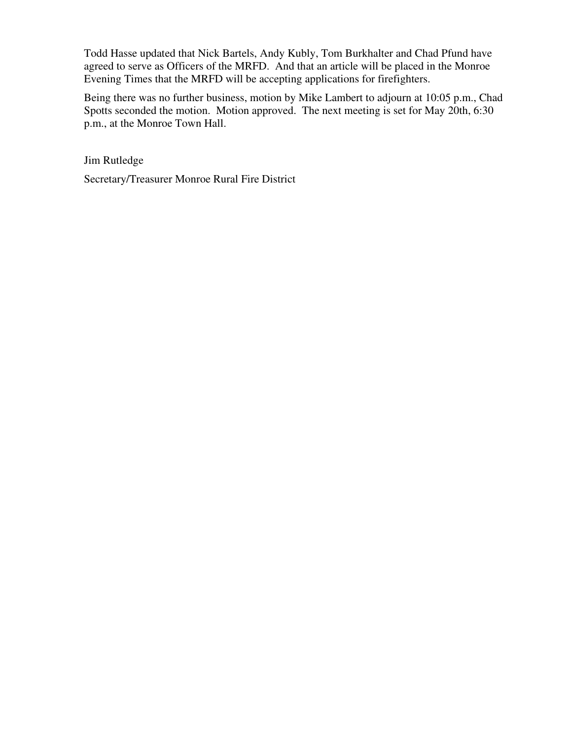Todd Hasse updated that Nick Bartels, Andy Kubly, Tom Burkhalter and Chad Pfund have agreed to serve as Officers of the MRFD. And that an article will be placed in the Monroe Evening Times that the MRFD will be accepting applications for firefighters.

Being there was no further business, motion by Mike Lambert to adjourn at 10:05 p.m., Chad Spotts seconded the motion. Motion approved. The next meeting is set for May 20th, 6:30 p.m., at the Monroe Town Hall.

Jim Rutledge

Secretary/Treasurer Monroe Rural Fire District